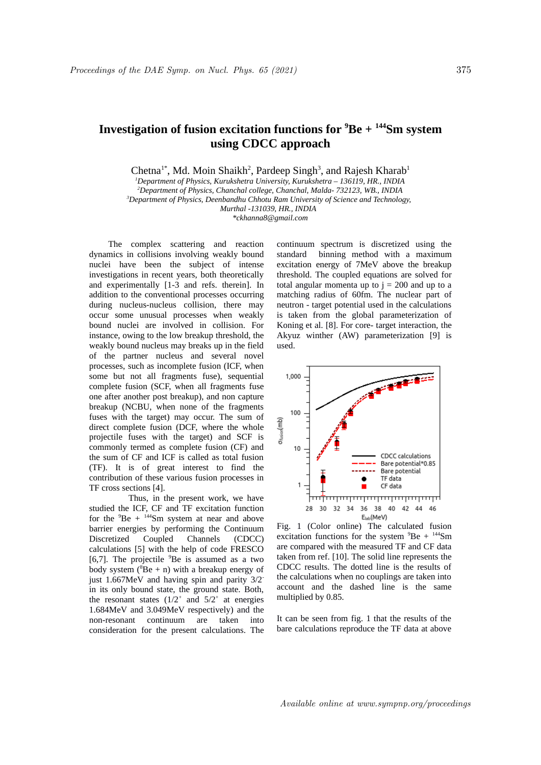# Investigation of fusion excitation functions for $^{9}$Be + $^{144}$Sm system using CDCC approach

Chetna[1*], Md. Moin Shaikh[2], Pardeep Singh[3], and Rajesh Kharab[1]

[1]*Department of Physics, Kurukshetra University, Kurukshetra – 136119, HR., INDIA*
[2]*Department of Physics, Chanchal college, Chanchal, Malda- 732123, WB., INDIA*
[3]*Department of Physics, Deenbandhu Chhotu Ram University of Science and Technology, Murthal -131039, HR., INDIA*
*\*ckhanna8@gmail.com*

The complex scattering and reaction dynamics in collisions involving weakly bound nuclei have been the subject of intense investigations in recent years, both theoretically and experimentally [1-3 and refs. therein]. In addition to the conventional processes occurring during nucleus-nucleus collision, there may occur some unusual processes when weakly bound nuclei are involved in collision. For instance, owing to the low breakup threshold, the weakly bound nucleus may breaks up in the field of the partner nucleus and several novel processes, such as incomplete fusion (ICF, when some but not all fragments fuse), sequential complete fusion (SCF, when all fragments fuse one after another post breakup), and non capture breakup (NCBU, when none of the fragments fuses with the target) may occur. The sum of direct complete fusion (DCF, where the whole projectile fuses with the target) and SCF is commonly termed as complete fusion (CF) and the sum of CF and ICF is called as total fusion (TF). It is of great interest to find the contribution of these various fusion processes in TF cross sections [4].

Thus, in the present work, we have studied the ICF, CF and TF excitation function for the $^{9}$Be + $^{144}$Sm system at near and above barrier energies by performing the Continuum Discretized Coupled Channels (CDCC) calculations [5] with the help of code FRESCO [6,7]. The projectile $^{9}$Be is assumed as a two body system ($^{8}$Be + n) with a breakup energy of just 1.667MeV and having spin and parity $3/2^{-}$ in its only bound state, the ground state. Both, the resonant states ($1/2^{+}$ and $5/2^{+}$ at energies 1.684MeV and 3.049MeV respectively) and the non-resonant continuum are taken into consideration for the present calculations. The continuum spectrum is discretized using the standard binning method with a maximum excitation energy of 7MeV above the breakup threshold. The coupled equations are solved for total angular momenta up to j = 200 and up to a matching radius of 60fm. The nuclear part of neutron - target potential used in the calculations is taken from the global parameterization of Koning et al. [8]. For core- target interaction, the Akyuz winther (AW) parameterization [9] is used.

Fig. 1 (Color online) The calculated fusion excitation functions for the system $^{9}$Be + $^{144}$Sm are compared with the measured TF and CF data taken from ref. [10]. The solid line represents the CDCC results. The dotted line is the results of the calculations when no couplings are taken into account and the dashed line is the same multiplied by 0.85.

It can be seen from fig. 1 that the results of the bare calculations reproduce the TF data at above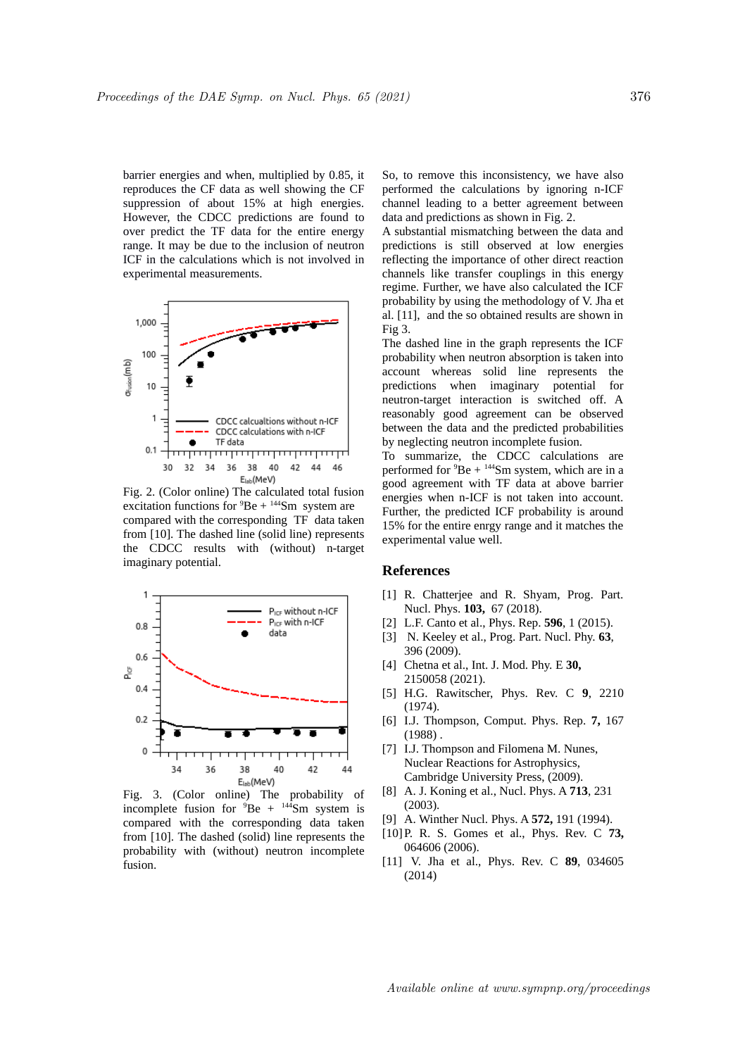barrier energies and when, multiplied by 0.85, it reproduces the CF data as well showing the CF suppression of about 15% at high energies. However, the CDCC predictions are found to over predict the TF data for the entire energy range. It may be due to the inclusion of neutron ICF in the calculations which is not involved in experimental measurements.

1,000
100
10
1
0.1
$\sigma_{fusion}$(mb)
30 32 34 36 38 40 42 44 46
$E_{lab}$(MeV)
CDCC calcualtions without n-ICF
CDCC calculations with n-ICF
TF data

Fig. 2. (Color online) The calculated total fusion excitation functions for $^{9}$Be + $^{144}$Sm system are compared with the corresponding TF data taken from [10]. The dashed line (solid line) represents the CDCC results with (without) n-target imaginary potential.

1
0.8
0.6
0.4
0.2
0
$P_{ICF}$
34 36 38 40 42 44
$E_{lab}$(MeV)
$P_{ICF}$ without n-ICF
$P_{ICF}$ with n-ICF
data

Fig. 3. (Color online) The probability of incomplete fusion for $^{9}$Be + $^{144}$Sm system is compared with the corresponding data taken from [10]. The dashed (solid) line represents the probability with (without) neutron incomplete fusion.

So, to remove this inconsistency, we have also performed the calculations by ignoring n-ICF channel leading to a better agreement between data and predictions as shown in Fig. 2.

A substantial mismatching between the data and predictions is still observed at low energies reflecting the importance of other direct reaction channels like transfer couplings in this energy regime. Further, we have also calculated the ICF probability by using the methodology of V. Jha et al. [11], and the so obtained results are shown in Fig 3.

The dashed line in the graph represents the ICF probability when neutron absorption is taken into account whereas solid line represents the predictions when imaginary potential for neutron-target interaction is switched off. A reasonably good agreement can be observed between the data and the predicted probabilities by neglecting neutron incomplete fusion.

To summarize, the CDCC calculations are performed for $^{9}$Be + $^{144}$Sm system, which are in a good agreement with TF data at above barrier energies when n-ICF is not taken into account. Further, the predicted ICF probability is around 15% for the entire enrgy range and it matches the experimental value well.

## References

[1] R. Chatterjee and R. Shyam, Prog. Part. Nucl. Phys. **103,** 67 (2018).

[2] L.F. Canto et al., Phys. Rep. **596**, 1 (2015).

[3] N. Keeley et al., Prog. Part. Nucl. Phy. **63**, 396 (2009).

[4] Chetna et al., Int. J. Mod. Phy. E **30,** 2150058 (2021).

[5] H.G. Rawitscher, Phys. Rev. C **9**, 2210 (1974).

[6] I.J. Thompson, Comput. Phys. Rep. **7,** 167 (1988) .

[7] I.J. Thompson and Filomena M. Nunes, Nuclear Reactions for Astrophysics, Cambridge University Press, (2009).

[8] A. J. Koning et al., Nucl. Phys. A **713**, 231 (2003).

[9] A. Winther Nucl. Phys. A **572,** 191 (1994).

[10] P. R. S. Gomes et al., Phys. Rev. C **73,** 064606 (2006).

[11] V. Jha et al., Phys. Rev. C **89**, 034605 (2014)